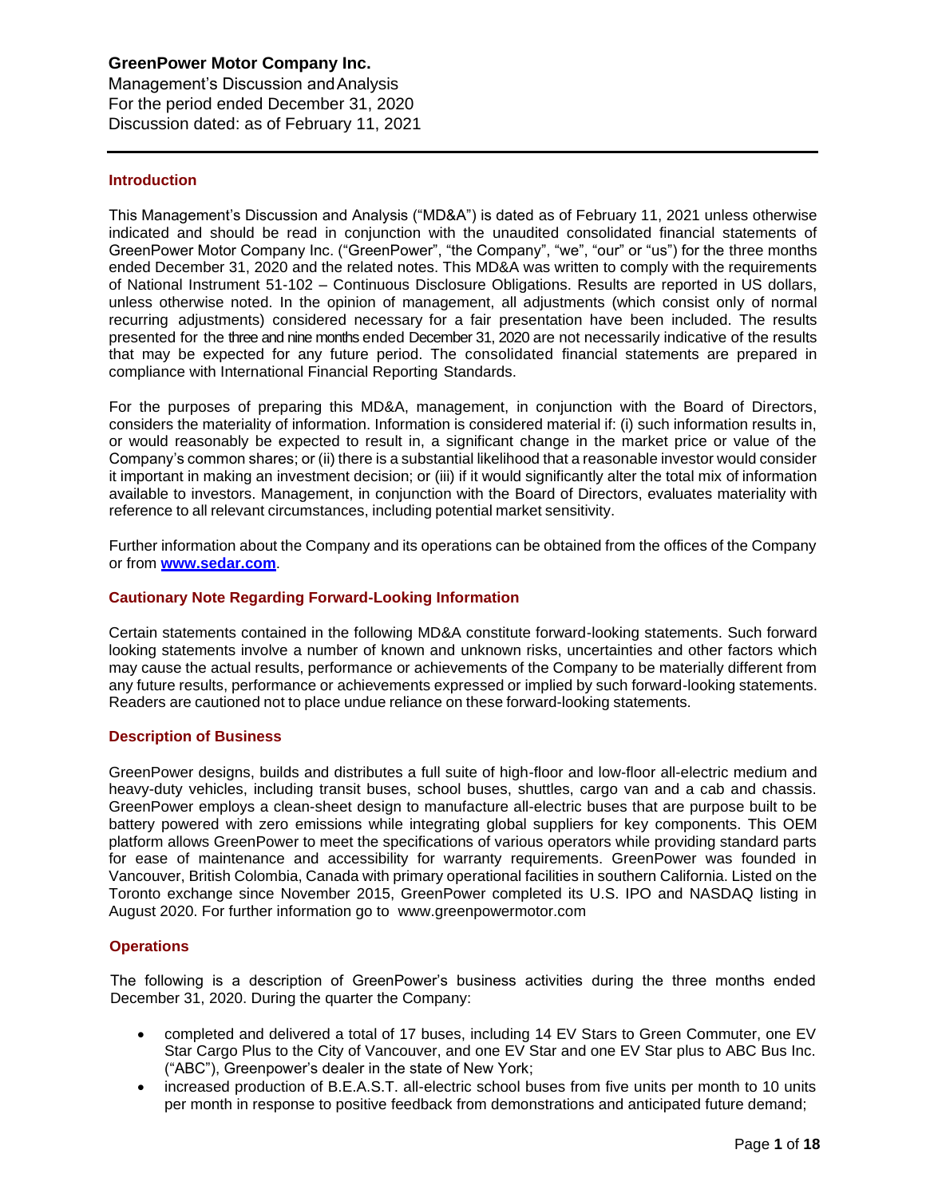**GreenPower Motor Company Inc.**
Management's Discussion and Analysis
For the period ended December 31, 2020
Discussion dated: as of February 11, 2021

## Introduction

This Management's Discussion and Analysis ("MD&A") is dated as of February 11, 2021 unless otherwise indicated and should be read in conjunction with the unaudited consolidated financial statements of GreenPower Motor Company Inc. ("GreenPower", "the Company", "we", "our" or "us") for the three months ended December 31, 2020 and the related notes. This MD&A was written to comply with the requirements of National Instrument 51-102 – Continuous Disclosure Obligations. Results are reported in US dollars, unless otherwise noted. In the opinion of management, all adjustments (which consist only of normal recurring adjustments) considered necessary for a fair presentation have been included. The results presented for the three and nine months ended December 31, 2020 are not necessarily indicative of the results that may be expected for any future period. The consolidated financial statements are prepared in compliance with International Financial Reporting Standards.

For the purposes of preparing this MD&A, management, in conjunction with the Board of Directors, considers the materiality of information. Information is considered material if: (i) such information results in, or would reasonably be expected to result in, a significant change in the market price or value of the Company's common shares; or (ii) there is a substantial likelihood that a reasonable investor would consider it important in making an investment decision; or (iii) if it would significantly alter the total mix of information available to investors. Management, in conjunction with the Board of Directors, evaluates materiality with reference to all relevant circumstances, including potential market sensitivity.

Further information about the Company and its operations can be obtained from the offices of the Company or from **www.sedar.com**.

## Cautionary Note Regarding Forward-Looking Information

Certain statements contained in the following MD&A constitute forward-looking statements. Such forward looking statements involve a number of known and unknown risks, uncertainties and other factors which may cause the actual results, performance or achievements of the Company to be materially different from any future results, performance or achievements expressed or implied by such forward-looking statements. Readers are cautioned not to place undue reliance on these forward-looking statements.

## Description of Business

GreenPower designs, builds and distributes a full suite of high-floor and low-floor all-electric medium and heavy-duty vehicles, including transit buses, school buses, shuttles, cargo van and a cab and chassis. GreenPower employs a clean-sheet design to manufacture all-electric buses that are purpose built to be battery powered with zero emissions while integrating global suppliers for key components. This OEM platform allows GreenPower to meet the specifications of various operators while providing standard parts for ease of maintenance and accessibility for warranty requirements. GreenPower was founded in Vancouver, British Colombia, Canada with primary operational facilities in southern California. Listed on the Toronto exchange since November 2015, GreenPower completed its U.S. IPO and NASDAQ listing in August 2020. For further information go to www.greenpowermotor.com

## Operations

The following is a description of GreenPower's business activities during the three months ended December 31, 2020. During the quarter the Company:

- completed and delivered a total of 17 buses, including 14 EV Stars to Green Commuter, one EV Star Cargo Plus to the City of Vancouver, and one EV Star and one EV Star plus to ABC Bus Inc. ("ABC"), Greenpower's dealer in the state of New York;
- increased production of B.E.A.S.T. all-electric school buses from five units per month to 10 units per month in response to positive feedback from demonstrations and anticipated future demand;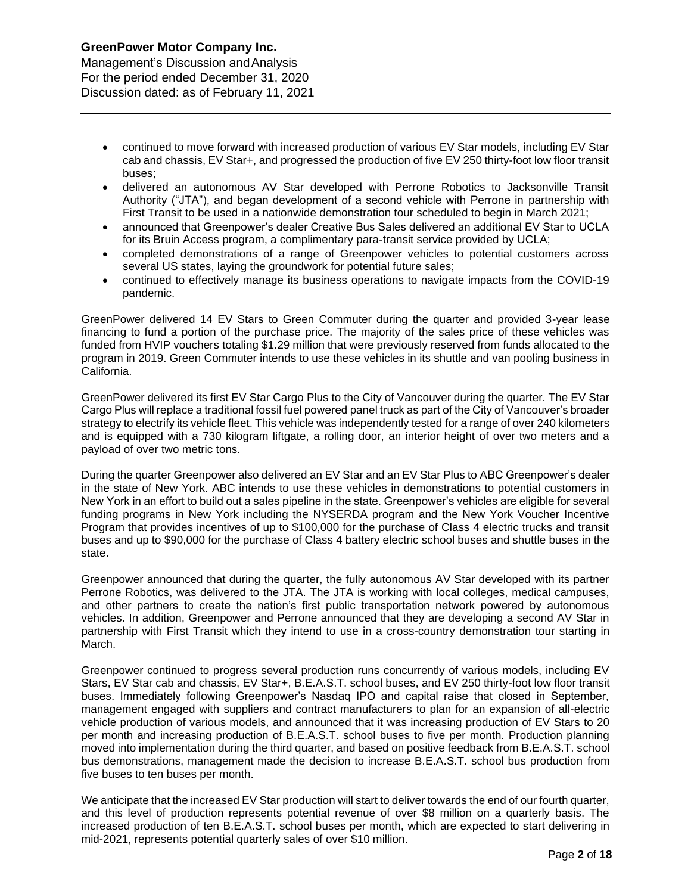- continued to move forward with increased production of various EV Star models, including EV Star cab and chassis, EV Star+, and progressed the production of five EV 250 thirty-foot low floor transit buses;
- delivered an autonomous AV Star developed with Perrone Robotics to Jacksonville Transit Authority ("JTA"), and began development of a second vehicle with Perrone in partnership with First Transit to be used in a nationwide demonstration tour scheduled to begin in March 2021;
- announced that Greenpower's dealer Creative Bus Sales delivered an additional EV Star to UCLA for its Bruin Access program, a complimentary para-transit service provided by UCLA;
- completed demonstrations of a range of Greenpower vehicles to potential customers across several US states, laying the groundwork for potential future sales;
- continued to effectively manage its business operations to navigate impacts from the COVID-19 pandemic.

GreenPower delivered 14 EV Stars to Green Commuter during the quarter and provided 3-year lease financing to fund a portion of the purchase price. The majority of the sales price of these vehicles was funded from HVIP vouchers totaling $1.29 million that were previously reserved from funds allocated to the program in 2019. Green Commuter intends to use these vehicles in its shuttle and van pooling business in California.

GreenPower delivered its first EV Star Cargo Plus to the City of Vancouver during the quarter. The EV Star Cargo Plus will replace a traditional fossil fuel powered panel truck as part of the City of Vancouver's broader strategy to electrify its vehicle fleet. This vehicle was independently tested for a range of over 240 kilometers and is equipped with a 730 kilogram liftgate, a rolling door, an interior height of over two meters and a payload of over two metric tons.

During the quarter Greenpower also delivered an EV Star and an EV Star Plus to ABC Greenpower's dealer in the state of New York. ABC intends to use these vehicles in demonstrations to potential customers in New York in an effort to build out a sales pipeline in the state. Greenpower's vehicles are eligible for several funding programs in New York including the NYSERDA program and the New York Voucher Incentive Program that provides incentives of up to $100,000 for the purchase of Class 4 electric trucks and transit buses and up to $90,000 for the purchase of Class 4 battery electric school buses and shuttle buses in the state.

Greenpower announced that during the quarter, the fully autonomous AV Star developed with its partner Perrone Robotics, was delivered to the JTA. The JTA is working with local colleges, medical campuses, and other partners to create the nation's first public transportation network powered by autonomous vehicles. In addition, Greenpower and Perrone announced that they are developing a second AV Star in partnership with First Transit which they intend to use in a cross-country demonstration tour starting in March.

Greenpower continued to progress several production runs concurrently of various models, including EV Stars, EV Star cab and chassis, EV Star+, B.E.A.S.T. school buses, and EV 250 thirty-foot low floor transit buses. Immediately following Greenpower's Nasdaq IPO and capital raise that closed in September, management engaged with suppliers and contract manufacturers to plan for an expansion of all-electric vehicle production of various models, and announced that it was increasing production of EV Stars to 20 per month and increasing production of B.E.A.S.T. school buses to five per month. Production planning moved into implementation during the third quarter, and based on positive feedback from B.E.A.S.T. school bus demonstrations, management made the decision to increase B.E.A.S.T. school bus production from five buses to ten buses per month.

We anticipate that the increased EV Star production will start to deliver towards the end of our fourth quarter, and this level of production represents potential revenue of over $8 million on a quarterly basis. The increased production of ten B.E.A.S.T. school buses per month, which are expected to start delivering in mid-2021, represents potential quarterly sales of over $10 million.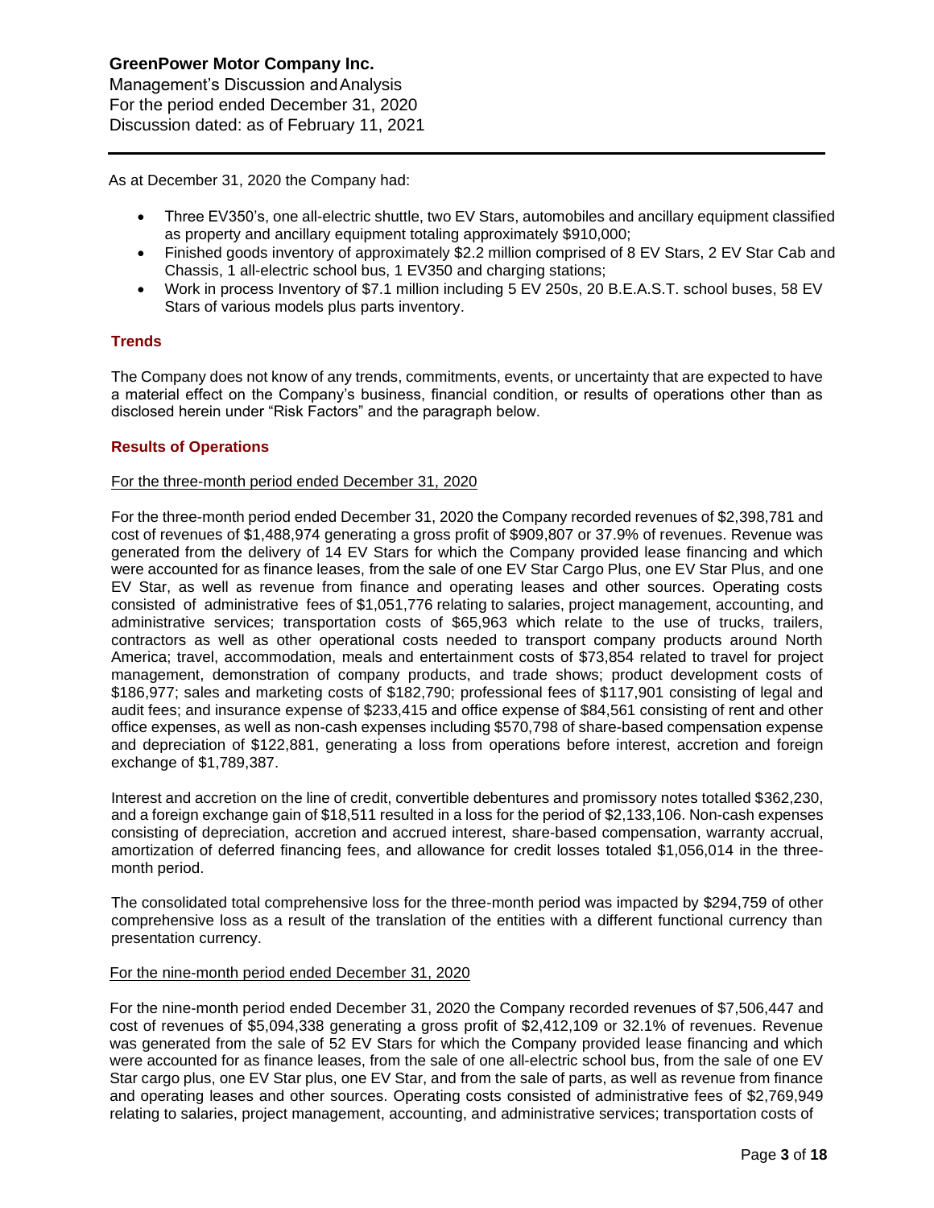As at December 31, 2020 the Company had:

- Three EV350's, one all-electric shuttle, two EV Stars, automobiles and ancillary equipment classified as property and ancillary equipment totaling approximately $910,000;
- Finished goods inventory of approximately $2.2 million comprised of 8 EV Stars, 2 EV Star Cab and Chassis, 1 all-electric school bus, 1 EV350 and charging stations;
- Work in process Inventory of $7.1 million including 5 EV 250s, 20 B.E.A.S.T. school buses, 58 EV Stars of various models plus parts inventory.

## Trends

The Company does not know of any trends, commitments, events, or uncertainty that are expected to have a material effect on the Company's business, financial condition, or results of operations other than as disclosed herein under "Risk Factors" and the paragraph below.

## Results of Operations

For the three-month period ended December 31, 2020

For the three-month period ended December 31, 2020 the Company recorded revenues of $2,398,781 and cost of revenues of $1,488,974 generating a gross profit of $909,807 or 37.9% of revenues. Revenue was generated from the delivery of 14 EV Stars for which the Company provided lease financing and which were accounted for as finance leases, from the sale of one EV Star Cargo Plus, one EV Star Plus, and one EV Star, as well as revenue from finance and operating leases and other sources. Operating costs consisted of administrative fees of $1,051,776 relating to salaries, project management, accounting, and administrative services; transportation costs of $65,963 which relate to the use of trucks, trailers, contractors as well as other operational costs needed to transport company products around North America; travel, accommodation, meals and entertainment costs of $73,854 related to travel for project management, demonstration of company products, and trade shows; product development costs of $186,977; sales and marketing costs of $182,790; professional fees of $117,901 consisting of legal and audit fees; and insurance expense of $233,415 and office expense of $84,561 consisting of rent and other office expenses, as well as non-cash expenses including $570,798 of share-based compensation expense and depreciation of $122,881, generating a loss from operations before interest, accretion and foreign exchange of $1,789,387.

Interest and accretion on the line of credit, convertible debentures and promissory notes totalled $362,230, and a foreign exchange gain of $18,511 resulted in a loss for the period of $2,133,106. Non-cash expenses consisting of depreciation, accretion and accrued interest, share-based compensation, warranty accrual, amortization of deferred financing fees, and allowance for credit losses totaled $1,056,014 in the three-month period.

The consolidated total comprehensive loss for the three-month period was impacted by $294,759 of other comprehensive loss as a result of the translation of the entities with a different functional currency than presentation currency.

For the nine-month period ended December 31, 2020

For the nine-month period ended December 31, 2020 the Company recorded revenues of $7,506,447 and cost of revenues of $5,094,338 generating a gross profit of $2,412,109 or 32.1% of revenues. Revenue was generated from the sale of 52 EV Stars for which the Company provided lease financing and which were accounted for as finance leases, from the sale of one all-electric school bus, from the sale of one EV Star cargo plus, one EV Star plus, one EV Star, and from the sale of parts, as well as revenue from finance and operating leases and other sources. Operating costs consisted of administrative fees of $2,769,949 relating to salaries, project management, accounting, and administrative services; transportation costs of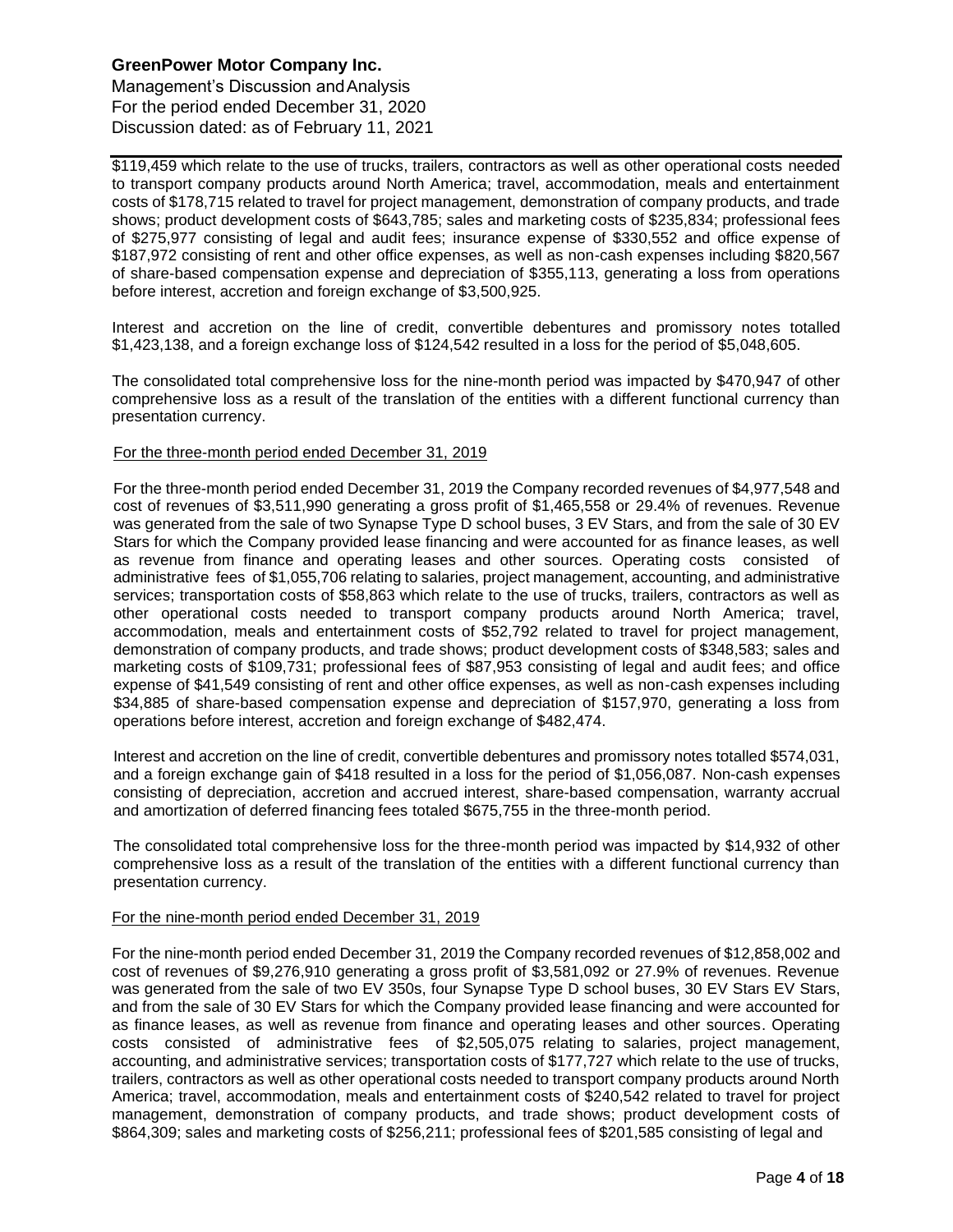$119,459 which relate to the use of trucks, trailers, contractors as well as other operational costs needed to transport company products around North America; travel, accommodation, meals and entertainment costs of $178,715 related to travel for project management, demonstration of company products, and trade shows; product development costs of $643,785; sales and marketing costs of $235,834; professional fees of $275,977 consisting of legal and audit fees; insurance expense of $330,552 and office expense of $187,972 consisting of rent and other office expenses, as well as non-cash expenses including $820,567 of share-based compensation expense and depreciation of $355,113, generating a loss from operations before interest, accretion and foreign exchange of $3,500,925.

Interest and accretion on the line of credit, convertible debentures and promissory notes totalled $1,423,138, and a foreign exchange loss of $124,542 resulted in a loss for the period of $5,048,605.

The consolidated total comprehensive loss for the nine-month period was impacted by $470,947 of other comprehensive loss as a result of the translation of the entities with a different functional currency than presentation currency.

For the three-month period ended December 31, 2019

For the three-month period ended December 31, 2019 the Company recorded revenues of $4,977,548 and cost of revenues of $3,511,990 generating a gross profit of $1,465,558 or 29.4% of revenues. Revenue was generated from the sale of two Synapse Type D school buses, 3 EV Stars, and from the sale of 30 EV Stars for which the Company provided lease financing and were accounted for as finance leases, as well as revenue from finance and operating leases and other sources. Operating costs consisted of administrative fees of $1,055,706 relating to salaries, project management, accounting, and administrative services; transportation costs of $58,863 which relate to the use of trucks, trailers, contractors as well as other operational costs needed to transport company products around North America; travel, accommodation, meals and entertainment costs of $52,792 related to travel for project management, demonstration of company products, and trade shows; product development costs of $348,583; sales and marketing costs of $109,731; professional fees of $87,953 consisting of legal and audit fees; and office expense of $41,549 consisting of rent and other office expenses, as well as non-cash expenses including $34,885 of share-based compensation expense and depreciation of $157,970, generating a loss from operations before interest, accretion and foreign exchange of $482,474.

Interest and accretion on the line of credit, convertible debentures and promissory notes totalled $574,031, and a foreign exchange gain of $418 resulted in a loss for the period of $1,056,087. Non-cash expenses consisting of depreciation, accretion and accrued interest, share-based compensation, warranty accrual and amortization of deferred financing fees totaled $675,755 in the three-month period.

The consolidated total comprehensive loss for the three-month period was impacted by $14,932 of other comprehensive loss as a result of the translation of the entities with a different functional currency than presentation currency.

For the nine-month period ended December 31, 2019

For the nine-month period ended December 31, 2019 the Company recorded revenues of $12,858,002 and cost of revenues of $9,276,910 generating a gross profit of $3,581,092 or 27.9% of revenues. Revenue was generated from the sale of two EV 350s, four Synapse Type D school buses, 30 EV Stars EV Stars, and from the sale of 30 EV Stars for which the Company provided lease financing and were accounted for as finance leases, as well as revenue from finance and operating leases and other sources. Operating costs consisted of administrative fees of $2,505,075 relating to salaries, project management, accounting, and administrative services; transportation costs of $177,727 which relate to the use of trucks, trailers, contractors as well as other operational costs needed to transport company products around North America; travel, accommodation, meals and entertainment costs of $240,542 related to travel for project management, demonstration of company products, and trade shows; product development costs of $864,309; sales and marketing costs of $256,211; professional fees of $201,585 consisting of legal and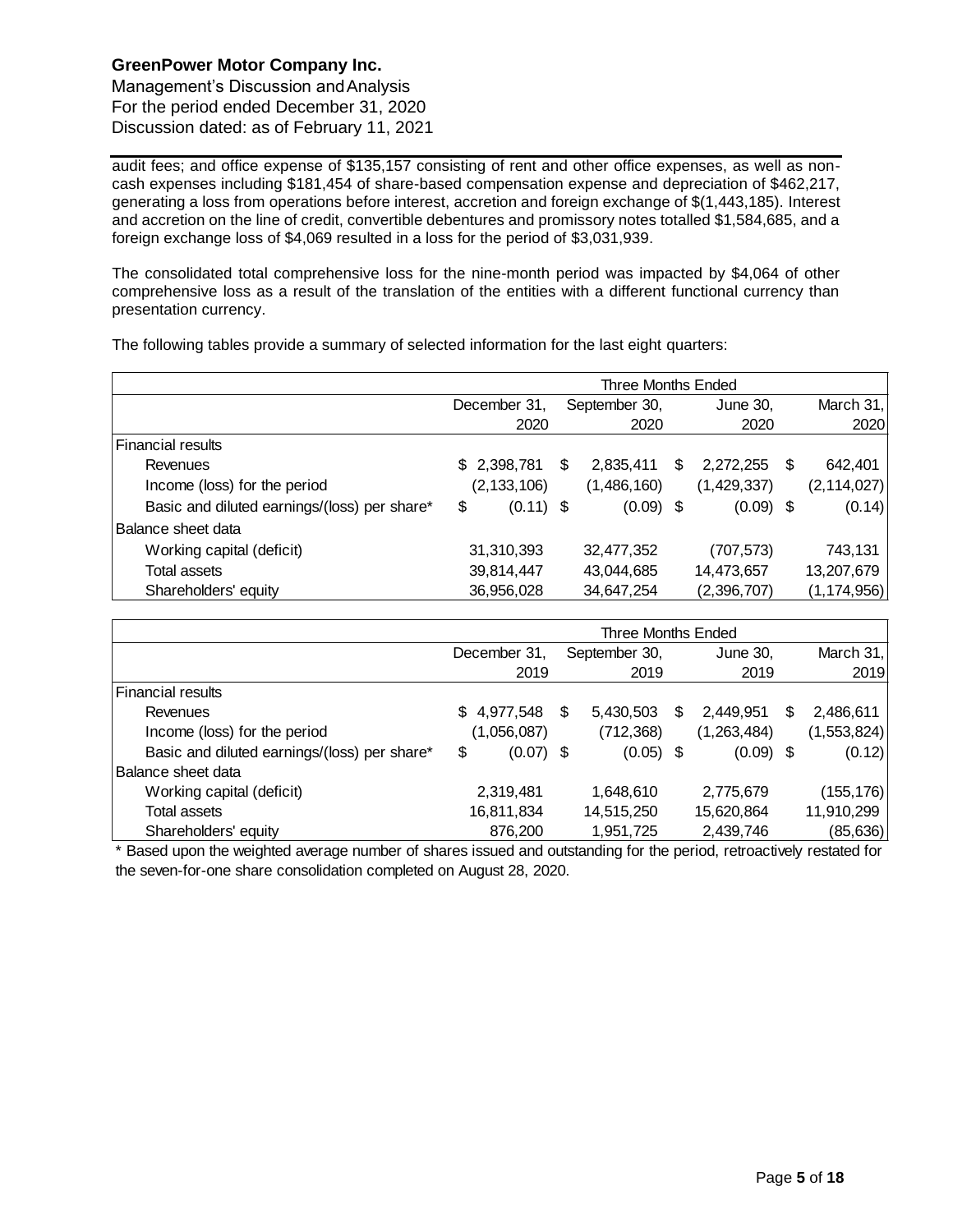audit fees; and office expense of $135,157 consisting of rent and other office expenses, as well as non-cash expenses including $181,454 of share-based compensation expense and depreciation of $462,217, generating a loss from operations before interest, accretion and foreign exchange of $(1,443,185). Interest and accretion on the line of credit, convertible debentures and promissory notes totalled $1,584,685, and a foreign exchange loss of $4,069 resulted in a loss for the period of $3,031,939.

The consolidated total comprehensive loss for the nine-month period was impacted by $4,064 of other comprehensive loss as a result of the translation of the entities with a different functional currency than presentation currency.

The following tables provide a summary of selected information for the last eight quarters:

| | Three Months Ended | | | |
|---|---|---|---|---|
| | December 31, 2020 | September 30, 2020 | June 30, 2020 | March 31, 2020 |
| Financial results | | | | |
| Revenues | $ 2,398,781 | $ 2,835,411 | $ 2,272,255 | $ 642,401 |
| Income (loss) for the period | (2,133,106) | (1,486,160) | (1,429,337) | (2,114,027) |
| Basic and diluted earnings/(loss) per share* | $ (0.11) | $ (0.09) | $ (0.09) | $ (0.14) |
| Balance sheet data | | | | |
| Working capital (deficit) | 31,310,393 | 32,477,352 | (707,573) | 743,131 |
| Total assets | 39,814,447 | 43,044,685 | 14,473,657 | 13,207,679 |
| Shareholders' equity | 36,956,028 | 34,647,254 | (2,396,707) | (1,174,956) |

| | Three Months Ended | | | |
|---|---|---|---|---|
| | December 31, 2019 | September 30, 2019 | June 30, 2019 | March 31, 2019 |
| Financial results | | | | |
| Revenues | $ 4,977,548 | $ 5,430,503 | $ 2,449,951 | $ 2,486,611 |
| Income (loss) for the period | (1,056,087) | (712,368) | (1,263,484) | (1,553,824) |
| Basic and diluted earnings/(loss) per share* | $ (0.07) | $ (0.05) | $ (0.09) | $ (0.12) |
| Balance sheet data | | | | |
| Working capital (deficit) | 2,319,481 | 1,648,610 | 2,775,679 | (155,176) |
| Total assets | 16,811,834 | 14,515,250 | 15,620,864 | 11,910,299 |
| Shareholders' equity | 876,200 | 1,951,725 | 2,439,746 | (85,636) |

* Based upon the weighted average number of shares issued and outstanding for the period, retroactively restated for the seven-for-one share consolidation completed on August 28, 2020.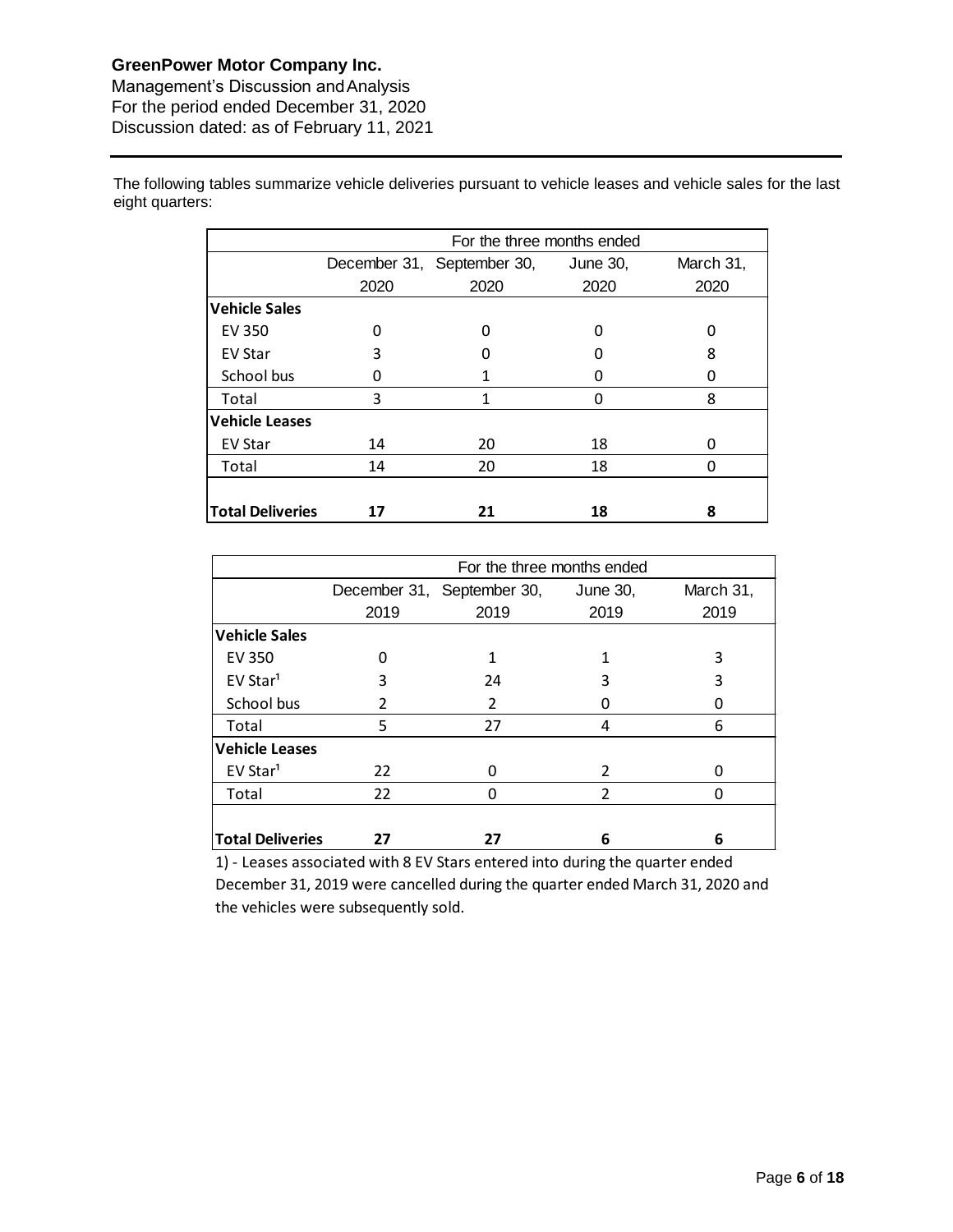The following tables summarize vehicle deliveries pursuant to vehicle leases and vehicle sales for the last eight quarters:

| | For the three months ended | | | |
|---|---|---|---|---|
| | December 31, 2020 | September 30, 2020 | June 30, 2020 | March 31, 2020 |
| **Vehicle Sales** | | | | |
| EV 350 | 0 | 0 | 0 | 0 |
| EV Star | 3 | 0 | 0 | 8 |
| School bus | 0 | 1 | 0 | 0 |
| Total | 3 | 1 | 0 | 8 |
| **Vehicle Leases** | | | | |
| EV Star | 14 | 20 | 18 | 0 |
| Total | 14 | 20 | 18 | 0 |
| **Total Deliveries** | **17** | **21** | **18** | **8** |

| | For the three months ended | | | |
|---|---|---|---|---|
| | December 31, 2019 | September 30, 2019 | June 30, 2019 | March 31, 2019 |
| **Vehicle Sales** | | | | |
| EV 350 | 0 | 1 | 1 | 3 |
| EV Star[1] | 3 | 24 | 3 | 3 |
| School bus | 2 | 2 | 0 | 0 |
| Total | 5 | 27 | 4 | 6 |
| **Vehicle Leases** | | | | |
| EV Star[1] | 22 | 0 | 2 | 0 |
| Total | 22 | 0 | 2 | 0 |
| **Total Deliveries** | **27** | **27** | **6** | **6** |

1) - Leases associated with 8 EV Stars entered into during the quarter ended December 31, 2019 were cancelled during the quarter ended March 31, 2020 and the vehicles were subsequently sold.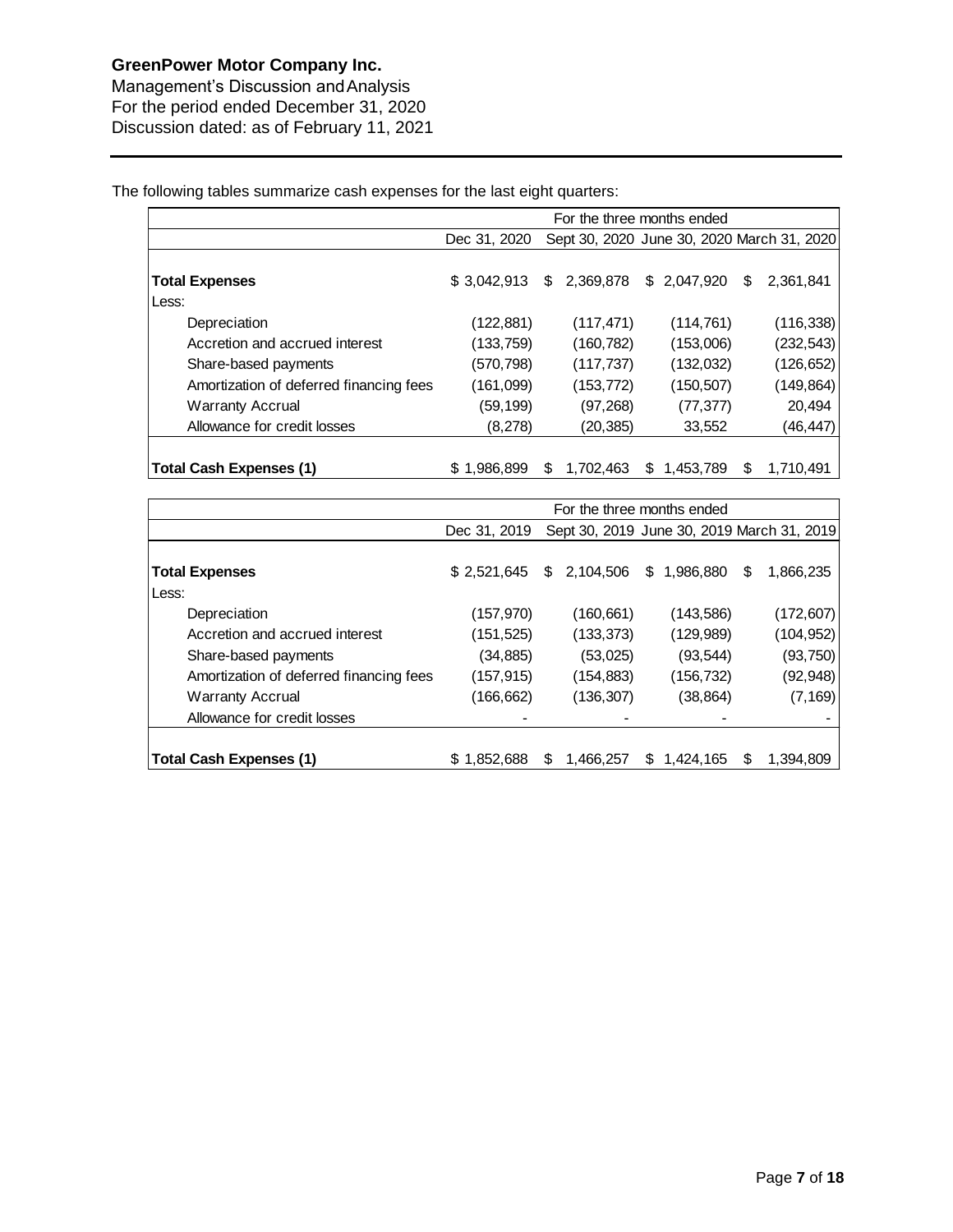The following tables summarize cash expenses for the last eight quarters:

| | For the three months ended | | | |
|---|---|---|---|---|
| | Dec 31, 2020 | Sept 30, 2020 | June 30, 2020 | March 31, 2020 |
| **Total Expenses** | $ 3,042,913 | $ 2,369,878 | $ 2,047,920 | $ 2,361,841 |
| Less: | | | | |
| Depreciation | (122,881) | (117,471) | (114,761) | (116,338) |
| Accretion and accrued interest | (133,759) | (160,782) | (153,006) | (232,543) |
| Share-based payments | (570,798) | (117,737) | (132,032) | (126,652) |
| Amortization of deferred financing fees | (161,099) | (153,772) | (150,507) | (149,864) |
| Warranty Accrual | (59,199) | (97,268) | (77,377) | 20,494 |
| Allowance for credit losses | (8,278) | (20,385) | 33,552 | (46,447) |
| **Total Cash Expenses (1)** | $ 1,986,899 | $ 1,702,463 | $ 1,453,789 | $ 1,710,491 |

| | For the three months ended | | | |
|---|---|---|---|---|
| | Dec 31, 2019 | Sept 30, 2019 | June 30, 2019 | March 31, 2019 |
| **Total Expenses** | $ 2,521,645 | $ 2,104,506 | $ 1,986,880 | $ 1,866,235 |
| Less: | | | | |
| Depreciation | (157,970) | (160,661) | (143,586) | (172,607) |
| Accretion and accrued interest | (151,525) | (133,373) | (129,989) | (104,952) |
| Share-based payments | (34,885) | (53,025) | (93,544) | (93,750) |
| Amortization of deferred financing fees | (157,915) | (154,883) | (156,732) | (92,948) |
| Warranty Accrual | (166,662) | (136,307) | (38,864) | (7,169) |
| Allowance for credit losses | - | - | - | - |
| **Total Cash Expenses (1)** | $ 1,852,688 | $ 1,466,257 | $ 1,424,165 | $ 1,394,809 |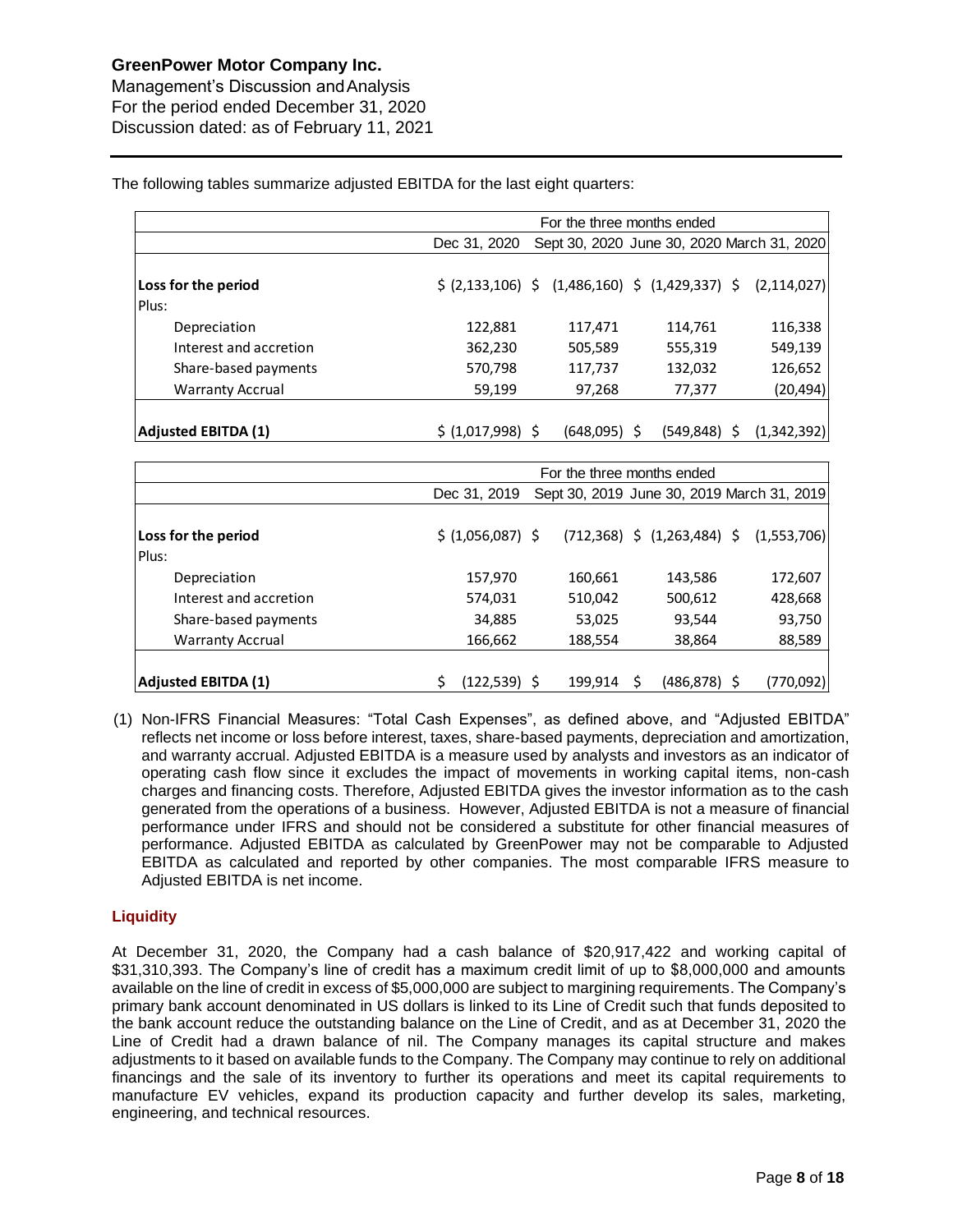The following tables summarize adjusted EBITDA for the last eight quarters:

| | For the three months ended | | | |
|---|---|---|---|---|
| | Dec 31, 2020 | Sept 30, 2020 | June 30, 2020 | March 31, 2020 |
| **Loss for the period** | $ (2,133,106) | $ (1,486,160) | $ (1,429,337) | $ (2,114,027) |
| Plus: | | | | |
| Depreciation | 122,881 | 117,471 | 114,761 | 116,338 |
| Interest and accretion | 362,230 | 505,589 | 555,319 | 549,139 |
| Share-based payments | 570,798 | 117,737 | 132,032 | 126,652 |
| Warranty Accrual | 59,199 | 97,268 | 77,377 | (20,494) |
| **Adjusted EBITDA (1)** | $ (1,017,998) | $ (648,095) | $ (549,848) | $ (1,342,392) |

| | For the three months ended | | | |
|---|---|---|---|---|
| | Dec 31, 2019 | Sept 30, 2019 | June 30, 2019 | March 31, 2019 |
| **Loss for the period** | $ (1,056,087) | $ (712,368) | $ (1,263,484) | $ (1,553,706) |
| Plus: | | | | |
| Depreciation | 157,970 | 160,661 | 143,586 | 172,607 |
| Interest and accretion | 574,031 | 510,042 | 500,612 | 428,668 |
| Share-based payments | 34,885 | 53,025 | 93,544 | 93,750 |
| Warranty Accrual | 166,662 | 188,554 | 38,864 | 88,589 |
| **Adjusted EBITDA (1)** | $ (122,539) | $ 199,914 | $ (486,878) | $ (770,092) |

(1) Non-IFRS Financial Measures: "Total Cash Expenses", as defined above, and "Adjusted EBITDA" reflects net income or loss before interest, taxes, share-based payments, depreciation and amortization, and warranty accrual. Adjusted EBITDA is a measure used by analysts and investors as an indicator of operating cash flow since it excludes the impact of movements in working capital items, non-cash charges and financing costs. Therefore, Adjusted EBITDA gives the investor information as to the cash generated from the operations of a business. However, Adjusted EBITDA is not a measure of financial performance under IFRS and should not be considered a substitute for other financial measures of performance. Adjusted EBITDA as calculated by GreenPower may not be comparable to Adjusted EBITDA as calculated and reported by other companies. The most comparable IFRS measure to Adjusted EBITDA is net income.

## Liquidity

At December 31, 2020, the Company had a cash balance of $20,917,422 and working capital of $31,310,393. The Company's line of credit has a maximum credit limit of up to $8,000,000 and amounts available on the line of credit in excess of $5,000,000 are subject to margining requirements. The Company's primary bank account denominated in US dollars is linked to its Line of Credit such that funds deposited to the bank account reduce the outstanding balance on the Line of Credit, and as at December 31, 2020 the Line of Credit had a drawn balance of nil. The Company manages its capital structure and makes adjustments to it based on available funds to the Company. The Company may continue to rely on additional financings and the sale of its inventory to further its operations and meet its capital requirements to manufacture EV vehicles, expand its production capacity and further develop its sales, marketing, engineering, and technical resources.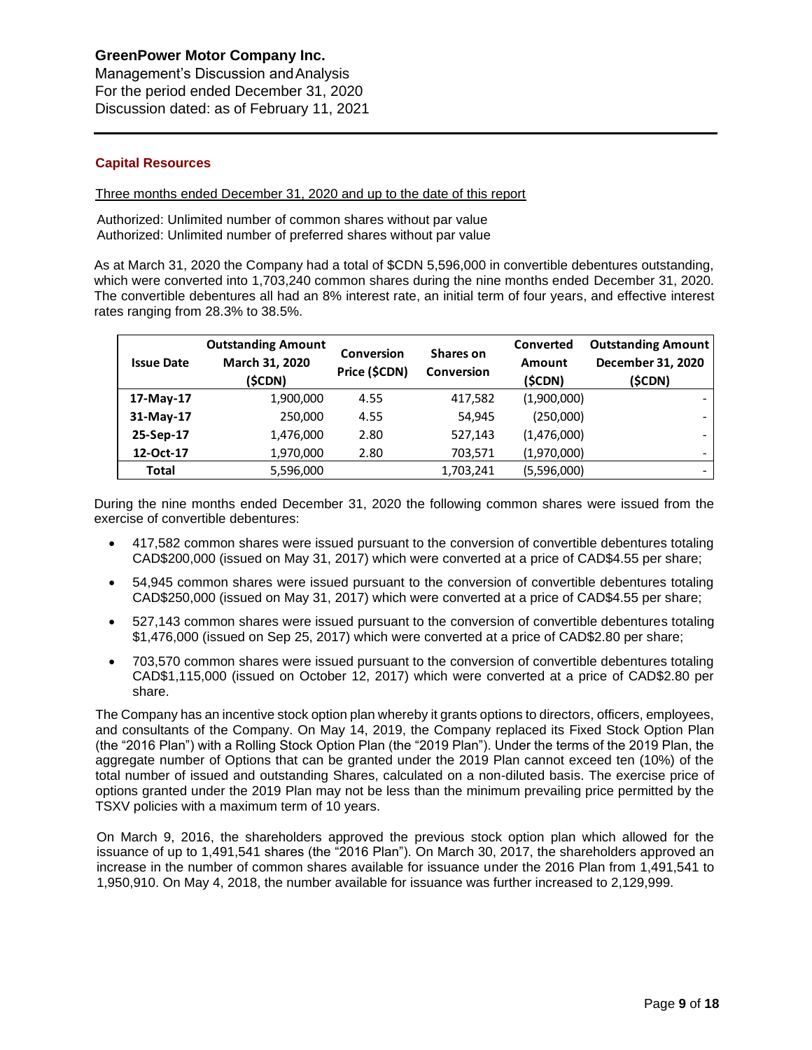GreenPower Motor Company Inc.
Management's Discussion and Analysis
For the period ended December 31, 2020
Discussion dated: as of February 11, 2021

## Capital Resources

Three months ended December 31, 2020 and up to the date of this report

Authorized: Unlimited number of common shares without par value
Authorized: Unlimited number of preferred shares without par value

As at March 31, 2020 the Company had a total of $CDN 5,596,000 in convertible debentures outstanding, which were converted into 1,703,240 common shares during the nine months ended December 31, 2020. The convertible debentures all had an 8% interest rate, an initial term of four years, and effective interest rates ranging from 28.3% to 38.5%.

| Issue Date | Outstanding Amount March 31, 2020 ($CDN) | Conversion Price ($CDN) | Shares on Conversion | Converted Amount ($CDN) | Outstanding Amount December 31, 2020 ($CDN) |
|---|---|---|---|---|---|
| 17-May-17 | 1,900,000 | 4.55 | 417,582 | (1,900,000) | - |
| 31-May-17 | 250,000 | 4.55 | 54,945 | (250,000) | - |
| 25-Sep-17 | 1,476,000 | 2.80 | 527,143 | (1,476,000) | - |
| 12-Oct-17 | 1,970,000 | 2.80 | 703,571 | (1,970,000) | - |
| **Total** | 5,596,000 | | 1,703,241 | (5,596,000) | - |

During the nine months ended December 31, 2020 the following common shares were issued from the exercise of convertible debentures:

- 417,582 common shares were issued pursuant to the conversion of convertible debentures totaling CAD$200,000 (issued on May 31, 2017) which were converted at a price of CAD$4.55 per share;
- 54,945 common shares were issued pursuant to the conversion of convertible debentures totaling CAD$250,000 (issued on May 31, 2017) which were converted at a price of CAD$4.55 per share;
- 527,143 common shares were issued pursuant to the conversion of convertible debentures totaling $1,476,000 (issued on Sep 25, 2017) which were converted at a price of CAD$2.80 per share;
- 703,570 common shares were issued pursuant to the conversion of convertible debentures totaling CAD$1,115,000 (issued on October 12, 2017) which were converted at a price of CAD$2.80 per share.

The Company has an incentive stock option plan whereby it grants options to directors, officers, employees, and consultants of the Company. On May 14, 2019, the Company replaced its Fixed Stock Option Plan (the "2016 Plan") with a Rolling Stock Option Plan (the "2019 Plan"). Under the terms of the 2019 Plan, the aggregate number of Options that can be granted under the 2019 Plan cannot exceed ten (10%) of the total number of issued and outstanding Shares, calculated on a non-diluted basis. The exercise price of options granted under the 2019 Plan may not be less than the minimum prevailing price permitted by the TSXV policies with a maximum term of 10 years.

On March 9, 2016, the shareholders approved the previous stock option plan which allowed for the issuance of up to 1,491,541 shares (the "2016 Plan"). On March 30, 2017, the shareholders approved an increase in the number of common shares available for issuance under the 2016 Plan from 1,491,541 to 1,950,910. On May 4, 2018, the number available for issuance was further increased to 2,129,999.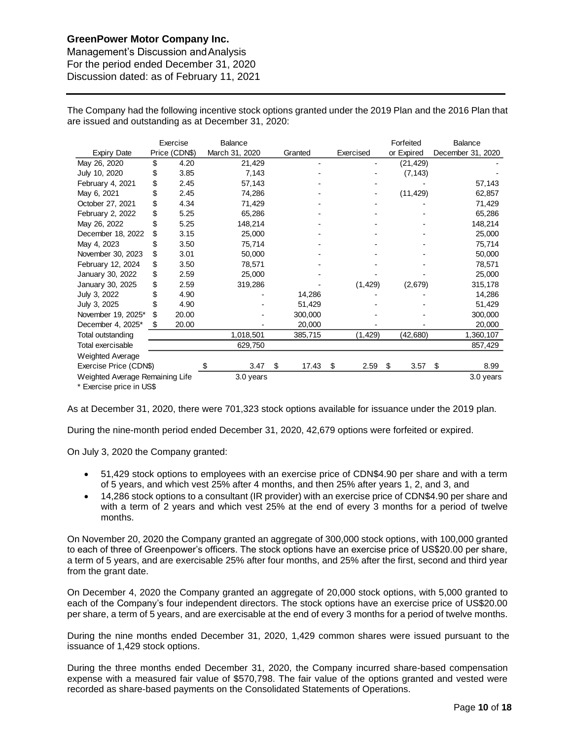The Company had the following incentive stock options granted under the 2019 Plan and the 2016 Plan that are issued and outstanding as at December 31, 2020:

| Expiry Date | Exercise Price (CDN$) | Balance March 31, 2020 | Granted | Exercised | Forfeited or Expired | Balance December 31, 2020 |
|---|---|---|---|---|---|---|
| May 26, 2020 | $ 4.20 | 21,429 | - | - | (21,429) | - |
| July 10, 2020 | $ 3.85 | 7,143 | - | - | (7,143) | - |
| February 4, 2021 | $ 2.45 | 57,143 | - | - | - | 57,143 |
| May 6, 2021 | $ 2.45 | 74,286 | - | - | (11,429) | 62,857 |
| October 27, 2021 | $ 4.34 | 71,429 | - | - | - | 71,429 |
| February 2, 2022 | $ 5.25 | 65,286 | - | - | - | 65,286 |
| May 26, 2022 | $ 5.25 | 148,214 | - | - | - | 148,214 |
| December 18, 2022 | $ 3.15 | 25,000 | - | - | - | 25,000 |
| May 4, 2023 | $ 3.50 | 75,714 | - | - | - | 75,714 |
| November 30, 2023 | $ 3.01 | 50,000 | - | - | - | 50,000 |
| February 12, 2024 | $ 3.50 | 78,571 | - | - | - | 78,571 |
| January 30, 2022 | $ 2.59 | 25,000 | - | - | - | 25,000 |
| January 30, 2025 | $ 2.59 | 319,286 | - | (1,429) | (2,679) | 315,178 |
| July 3, 2022 | $ 4.90 | - | 14,286 | - | - | 14,286 |
| July 3, 2025 | $ 4.90 | - | 51,429 | - | - | 51,429 |
| November 19, 2025* | $ 20.00 | - | 300,000 | - | - | 300,000 |
| December 4, 2025* | $ 20.00 | - | 20,000 | - | - | 20,000 |
| Total outstanding | | 1,018,501 | 385,715 | (1,429) | (42,680) | 1,360,107 |
| Total exercisable | | 629,750 | | | | 857,429 |
| Weighted Average Exercise Price (CDN$) | | $ 3.47 | $ 17.43 | $ 2.59 | $ 3.57 | $ 8.99 |
| Weighted Average Remaining Life | | 3.0 years | | | | 3.0 years |

\* Exercise price in US$

As at December 31, 2020, there were 701,323 stock options available for issuance under the 2019 plan.

During the nine-month period ended December 31, 2020, 42,679 options were forfeited or expired.

On July 3, 2020 the Company granted:

- 51,429 stock options to employees with an exercise price of CDN$4.90 per share and with a term of 5 years, and which vest 25% after 4 months, and then 25% after years 1, 2, and 3, and
- 14,286 stock options to a consultant (IR provider) with an exercise price of CDN$4.90 per share and with a term of 2 years and which vest 25% at the end of every 3 months for a period of twelve months.

On November 20, 2020 the Company granted an aggregate of 300,000 stock options, with 100,000 granted to each of three of Greenpower's officers. The stock options have an exercise price of US$20.00 per share, a term of 5 years, and are exercisable 25% after four months, and 25% after the first, second and third year from the grant date.

On December 4, 2020 the Company granted an aggregate of 20,000 stock options, with 5,000 granted to each of the Company's four independent directors. The stock options have an exercise price of US$20.00 per share, a term of 5 years, and are exercisable at the end of every 3 months for a period of twelve months.

During the nine months ended December 31, 2020, 1,429 common shares were issued pursuant to the issuance of 1,429 stock options.

During the three months ended December 31, 2020, the Company incurred share-based compensation expense with a measured fair value of $570,798. The fair value of the options granted and vested were recorded as share-based payments on the Consolidated Statements of Operations.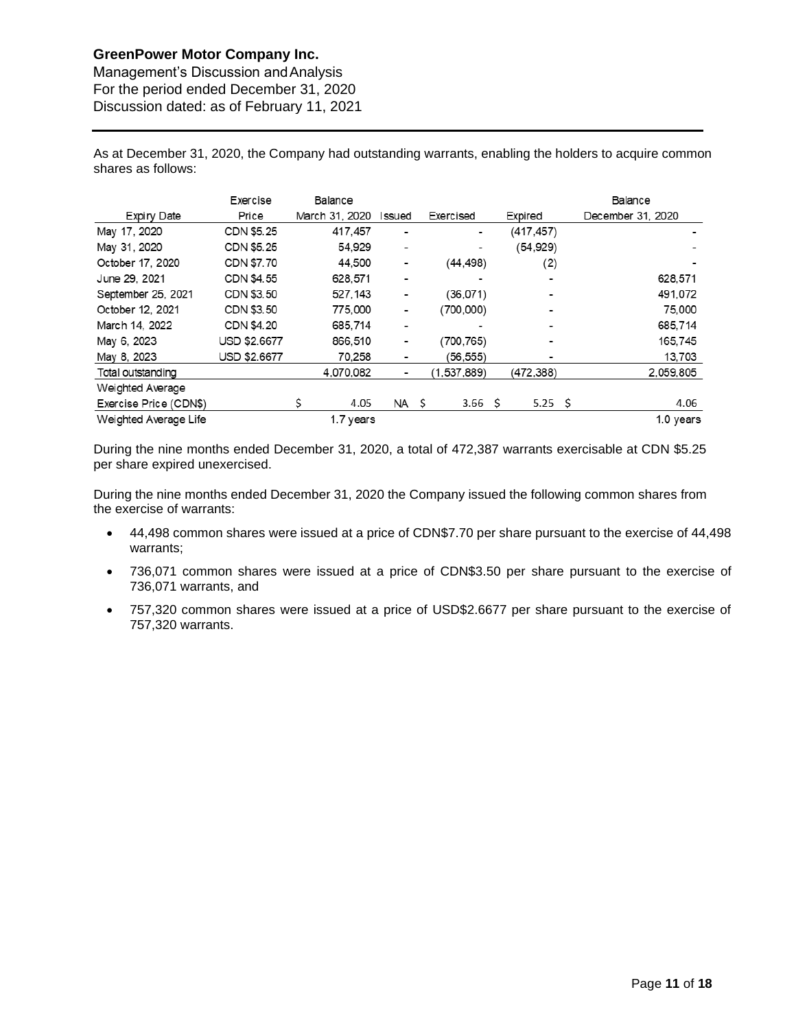As at December 31, 2020, the Company had outstanding warrants, enabling the holders to acquire common shares as follows:

| Expiry Date | Exercise Price | Balance March 31, 2020 | Issued | Exercised | Expired | Balance December 31, 2020 |
|---|---|---|---|---|---|---|
| May 17, 2020 | CDN $5.25 | 417,457 | - | - | (417,457) | - |
| May 31, 2020 | CDN $5.25 | 54,929 | - | - | (54,929) | - |
| October 17, 2020 | CDN $7.70 | 44,500 | - | (44,498) | (2) | - |
| June 29, 2021 | CDN $4.55 | 628,571 | - | - | - | 628,571 |
| September 25, 2021 | CDN $3.50 | 527,143 | - | (36,071) | - | 491,072 |
| October 12, 2021 | CDN $3.50 | 775,000 | - | (700,000) | - | 75,000 |
| March 14, 2022 | CDN $4.20 | 685,714 | - | - | - | 685,714 |
| May 6, 2023 | USD $2.6677 | 866,510 | - | (700,765) | - | 165,745 |
| May 8, 2023 | USD $2.6677 | 70,258 | - | (56,555) | - | 13,703 |
| Total outstanding | | 4,070,082 | - | (1,537,889) | (472,388) | 2,059,805 |
| Weighted Average Exercise Price (CDN$) | | $ 4.05 | NA | $ 3.66 | $ 5.25 | $ 4.06 |
| Weighted Average Life | | 1.7 years | | | | 1.0 years |

During the nine months ended December 31, 2020, a total of 472,387 warrants exercisable at CDN $5.25 per share expired unexercised.

During the nine months ended December 31, 2020 the Company issued the following common shares from the exercise of warrants:

- 44,498 common shares were issued at a price of CDN$7.70 per share pursuant to the exercise of 44,498 warrants;
- 736,071 common shares were issued at a price of CDN$3.50 per share pursuant to the exercise of 736,071 warrants, and
- 757,320 common shares were issued at a price of USD$2.6677 per share pursuant to the exercise of 757,320 warrants.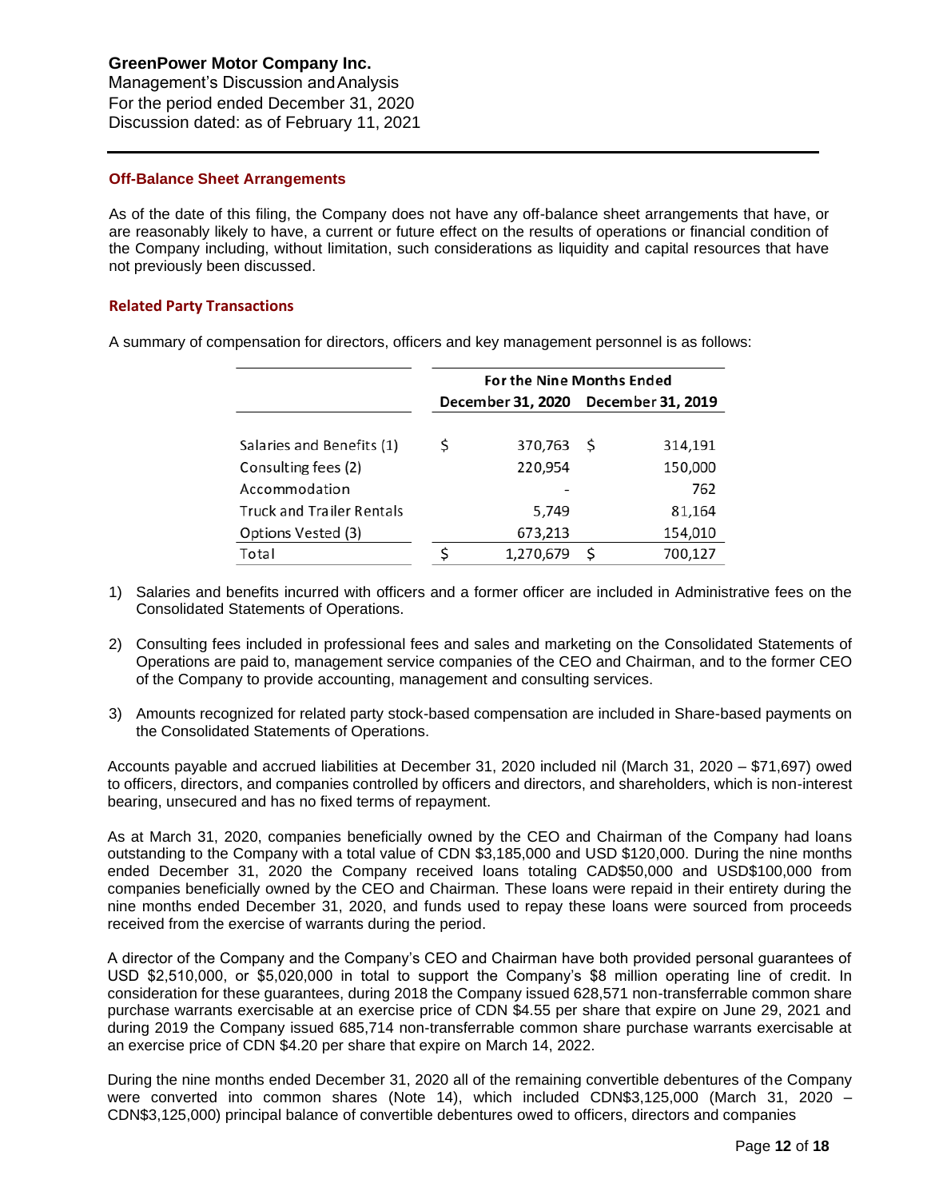## Off-Balance Sheet Arrangements

As of the date of this filing, the Company does not have any off-balance sheet arrangements that have, or are reasonably likely to have, a current or future effect on the results of operations or financial condition of the Company including, without limitation, such considerations as liquidity and capital resources that have not previously been discussed.

## Related Party Transactions

A summary of compensation for directors, officers and key management personnel is as follows:

| | For the Nine Months Ended | |
|---|---|---|
| | December 31, 2020 | December 31, 2019 |
| Salaries and Benefits (1) | $ 370,763 | $ 314,191 |
| Consulting fees (2) | 220,954 | 150,000 |
| Accommodation | - | 762 |
| Truck and Trailer Rentals | 5,749 | 81,164 |
| Options Vested (3) | 673,213 | 154,010 |
| Total | $ 1,270,679 | $ 700,127 |

1) Salaries and benefits incurred with officers and a former officer are included in Administrative fees on the Consolidated Statements of Operations.

2) Consulting fees included in professional fees and sales and marketing on the Consolidated Statements of Operations are paid to, management service companies of the CEO and Chairman, and to the former CEO of the Company to provide accounting, management and consulting services.

3) Amounts recognized for related party stock-based compensation are included in Share-based payments on the Consolidated Statements of Operations.

Accounts payable and accrued liabilities at December 31, 2020 included nil (March 31, 2020 – $71,697) owed to officers, directors, and companies controlled by officers and directors, and shareholders, which is non-interest bearing, unsecured and has no fixed terms of repayment.

As at March 31, 2020, companies beneficially owned by the CEO and Chairman of the Company had loans outstanding to the Company with a total value of CDN $3,185,000 and USD $120,000. During the nine months ended December 31, 2020 the Company received loans totaling CAD$50,000 and USD$100,000 from companies beneficially owned by the CEO and Chairman. These loans were repaid in their entirety during the nine months ended December 31, 2020, and funds used to repay these loans were sourced from proceeds received from the exercise of warrants during the period.

A director of the Company and the Company's CEO and Chairman have both provided personal guarantees of USD $2,510,000, or $5,020,000 in total to support the Company's $8 million operating line of credit. In consideration for these guarantees, during 2018 the Company issued 628,571 non-transferrable common share purchase warrants exercisable at an exercise price of CDN $4.55 per share that expire on June 29, 2021 and during 2019 the Company issued 685,714 non-transferrable common share purchase warrants exercisable at an exercise price of CDN $4.20 per share that expire on March 14, 2022.

During the nine months ended December 31, 2020 all of the remaining convertible debentures of the Company were converted into common shares (Note 14), which included CDN$3,125,000 (March 31, 2020 – CDN$3,125,000) principal balance of convertible debentures owed to officers, directors and companies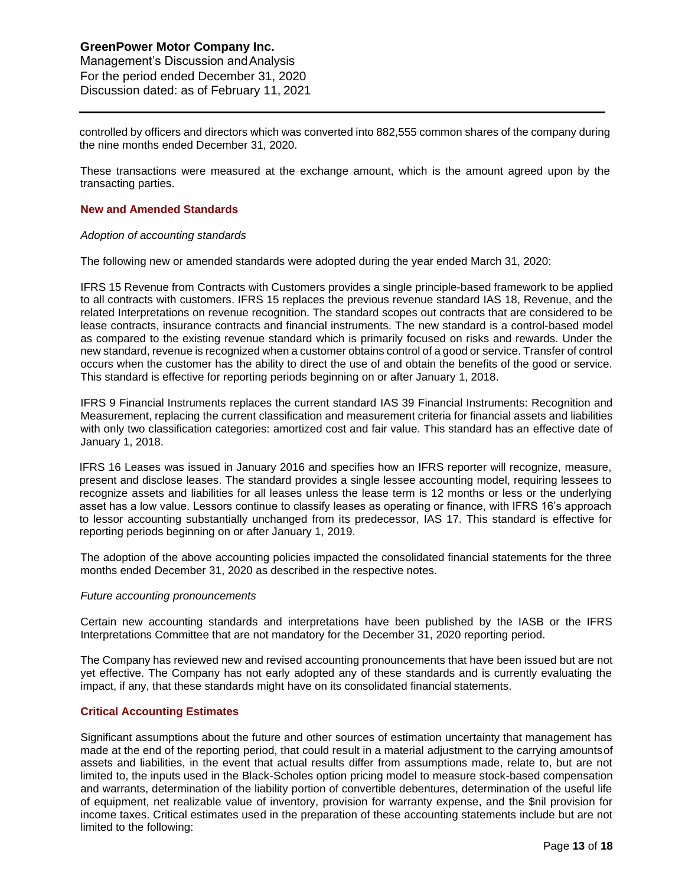controlled by officers and directors which was converted into 882,555 common shares of the company during the nine months ended December 31, 2020.

These transactions were measured at the exchange amount, which is the amount agreed upon by the transacting parties.

## New and Amended Standards

*Adoption of accounting standards*

The following new or amended standards were adopted during the year ended March 31, 2020:

IFRS 15 Revenue from Contracts with Customers provides a single principle-based framework to be applied to all contracts with customers. IFRS 15 replaces the previous revenue standard IAS 18, Revenue, and the related Interpretations on revenue recognition. The standard scopes out contracts that are considered to be lease contracts, insurance contracts and financial instruments. The new standard is a control-based model as compared to the existing revenue standard which is primarily focused on risks and rewards. Under the new standard, revenue is recognized when a customer obtains control of a good or service. Transfer of control occurs when the customer has the ability to direct the use of and obtain the benefits of the good or service. This standard is effective for reporting periods beginning on or after January 1, 2018.

IFRS 9 Financial Instruments replaces the current standard IAS 39 Financial Instruments: Recognition and Measurement, replacing the current classification and measurement criteria for financial assets and liabilities with only two classification categories: amortized cost and fair value. This standard has an effective date of January 1, 2018.

IFRS 16 Leases was issued in January 2016 and specifies how an IFRS reporter will recognize, measure, present and disclose leases. The standard provides a single lessee accounting model, requiring lessees to recognize assets and liabilities for all leases unless the lease term is 12 months or less or the underlying asset has a low value. Lessors continue to classify leases as operating or finance, with IFRS 16's approach to lessor accounting substantially unchanged from its predecessor, IAS 17. This standard is effective for reporting periods beginning on or after January 1, 2019.

The adoption of the above accounting policies impacted the consolidated financial statements for the three months ended December 31, 2020 as described in the respective notes.

*Future accounting pronouncements*

Certain new accounting standards and interpretations have been published by the IASB or the IFRS Interpretations Committee that are not mandatory for the December 31, 2020 reporting period.

The Company has reviewed new and revised accounting pronouncements that have been issued but are not yet effective. The Company has not early adopted any of these standards and is currently evaluating the impact, if any, that these standards might have on its consolidated financial statements.

## Critical Accounting Estimates

Significant assumptions about the future and other sources of estimation uncertainty that management has made at the end of the reporting period, that could result in a material adjustment to the carrying amounts of assets and liabilities, in the event that actual results differ from assumptions made, relate to, but are not limited to, the inputs used in the Black-Scholes option pricing model to measure stock-based compensation and warrants, determination of the liability portion of convertible debentures, determination of the useful life of equipment, net realizable value of inventory, provision for warranty expense, and the $nil provision for income taxes. Critical estimates used in the preparation of these accounting statements include but are not limited to the following: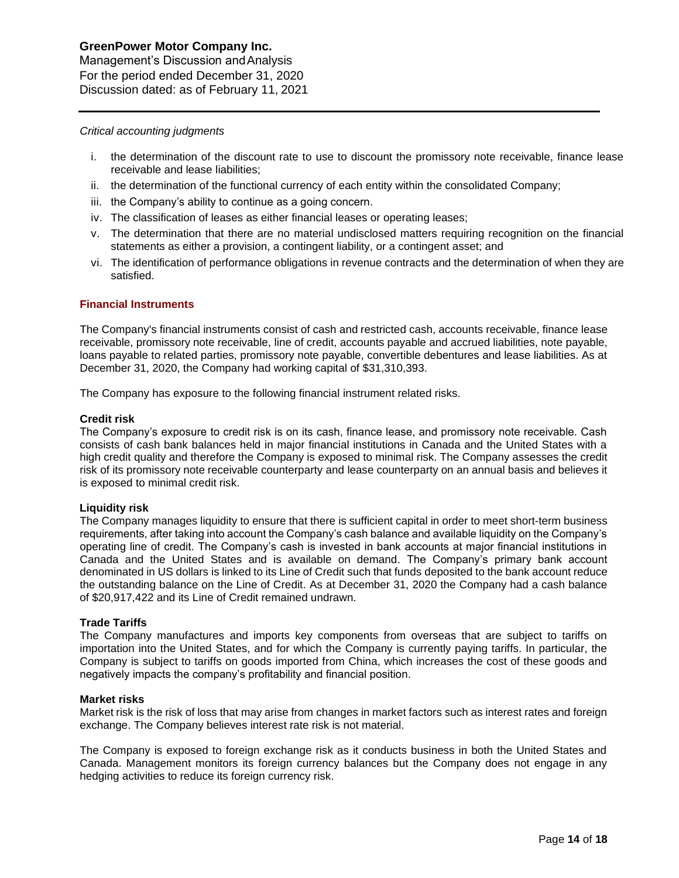*Critical accounting judgments*

i. the determination of the discount rate to use to discount the promissory note receivable, finance lease receivable and lease liabilities;
ii. the determination of the functional currency of each entity within the consolidated Company;
iii. the Company's ability to continue as a going concern.
iv. The classification of leases as either financial leases or operating leases;
v. The determination that there are no material undisclosed matters requiring recognition on the financial statements as either a provision, a contingent liability, or a contingent asset; and
vi. The identification of performance obligations in revenue contracts and the determination of when they are satisfied.

## Financial Instruments

The Company's financial instruments consist of cash and restricted cash, accounts receivable, finance lease receivable, promissory note receivable, line of credit, accounts payable and accrued liabilities, note payable, loans payable to related parties, promissory note payable, convertible debentures and lease liabilities. As at December 31, 2020, the Company had working capital of $31,310,393.

The Company has exposure to the following financial instrument related risks.

**Credit risk**
The Company's exposure to credit risk is on its cash, finance lease, and promissory note receivable. Cash consists of cash bank balances held in major financial institutions in Canada and the United States with a high credit quality and therefore the Company is exposed to minimal risk. The Company assesses the credit risk of its promissory note receivable counterparty and lease counterparty on an annual basis and believes it is exposed to minimal credit risk.

**Liquidity risk**
The Company manages liquidity to ensure that there is sufficient capital in order to meet short-term business requirements, after taking into account the Company's cash balance and available liquidity on the Company's operating line of credit. The Company's cash is invested in bank accounts at major financial institutions in Canada and the United States and is available on demand. The Company's primary bank account denominated in US dollars is linked to its Line of Credit such that funds deposited to the bank account reduce the outstanding balance on the Line of Credit. As at December 31, 2020 the Company had a cash balance of $20,917,422 and its Line of Credit remained undrawn.

**Trade Tariffs**
The Company manufactures and imports key components from overseas that are subject to tariffs on importation into the United States, and for which the Company is currently paying tariffs. In particular, the Company is subject to tariffs on goods imported from China, which increases the cost of these goods and negatively impacts the company's profitability and financial position.

**Market risks**
Market risk is the risk of loss that may arise from changes in market factors such as interest rates and foreign exchange. The Company believes interest rate risk is not material.

The Company is exposed to foreign exchange risk as it conducts business in both the United States and Canada. Management monitors its foreign currency balances but the Company does not engage in any hedging activities to reduce its foreign currency risk.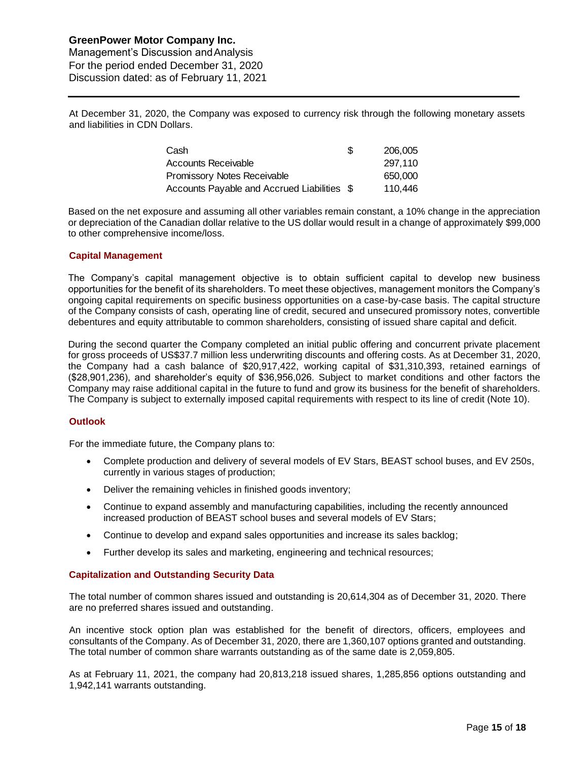At December 31, 2020, the Company was exposed to currency risk through the following monetary assets and liabilities in CDN Dollars.

| | | |
|---|---|---|
| Cash | $ | 206,005 |
| Accounts Receivable | | 297,110 |
| Promissory Notes Receivable | | 650,000 |
| Accounts Payable and Accrued Liabilities | $ | 110,446 |

Based on the net exposure and assuming all other variables remain constant, a 10% change in the appreciation or depreciation of the Canadian dollar relative to the US dollar would result in a change of approximately $99,000 to other comprehensive income/loss.

## Capital Management

The Company's capital management objective is to obtain sufficient capital to develop new business opportunities for the benefit of its shareholders. To meet these objectives, management monitors the Company's ongoing capital requirements on specific business opportunities on a case-by-case basis. The capital structure of the Company consists of cash, operating line of credit, secured and unsecured promissory notes, convertible debentures and equity attributable to common shareholders, consisting of issued share capital and deficit.

During the second quarter the Company completed an initial public offering and concurrent private placement for gross proceeds of US$37.7 million less underwriting discounts and offering costs. As at December 31, 2020, the Company had a cash balance of $20,917,422, working capital of $31,310,393, retained earnings of ($28,901,236), and shareholder's equity of $36,956,026. Subject to market conditions and other factors the Company may raise additional capital in the future to fund and grow its business for the benefit of shareholders. The Company is subject to externally imposed capital requirements with respect to its line of credit (Note 10).

## Outlook

For the immediate future, the Company plans to:

- Complete production and delivery of several models of EV Stars, BEAST school buses, and EV 250s, currently in various stages of production;
- Deliver the remaining vehicles in finished goods inventory;
- Continue to expand assembly and manufacturing capabilities, including the recently announced increased production of BEAST school buses and several models of EV Stars;
- Continue to develop and expand sales opportunities and increase its sales backlog;
- Further develop its sales and marketing, engineering and technical resources;

## Capitalization and Outstanding Security Data

The total number of common shares issued and outstanding is 20,614,304 as of December 31, 2020. There are no preferred shares issued and outstanding.

An incentive stock option plan was established for the benefit of directors, officers, employees and consultants of the Company. As of December 31, 2020, there are 1,360,107 options granted and outstanding. The total number of common share warrants outstanding as of the same date is 2,059,805.

As at February 11, 2021, the company had 20,813,218 issued shares, 1,285,856 options outstanding and 1,942,141 warrants outstanding.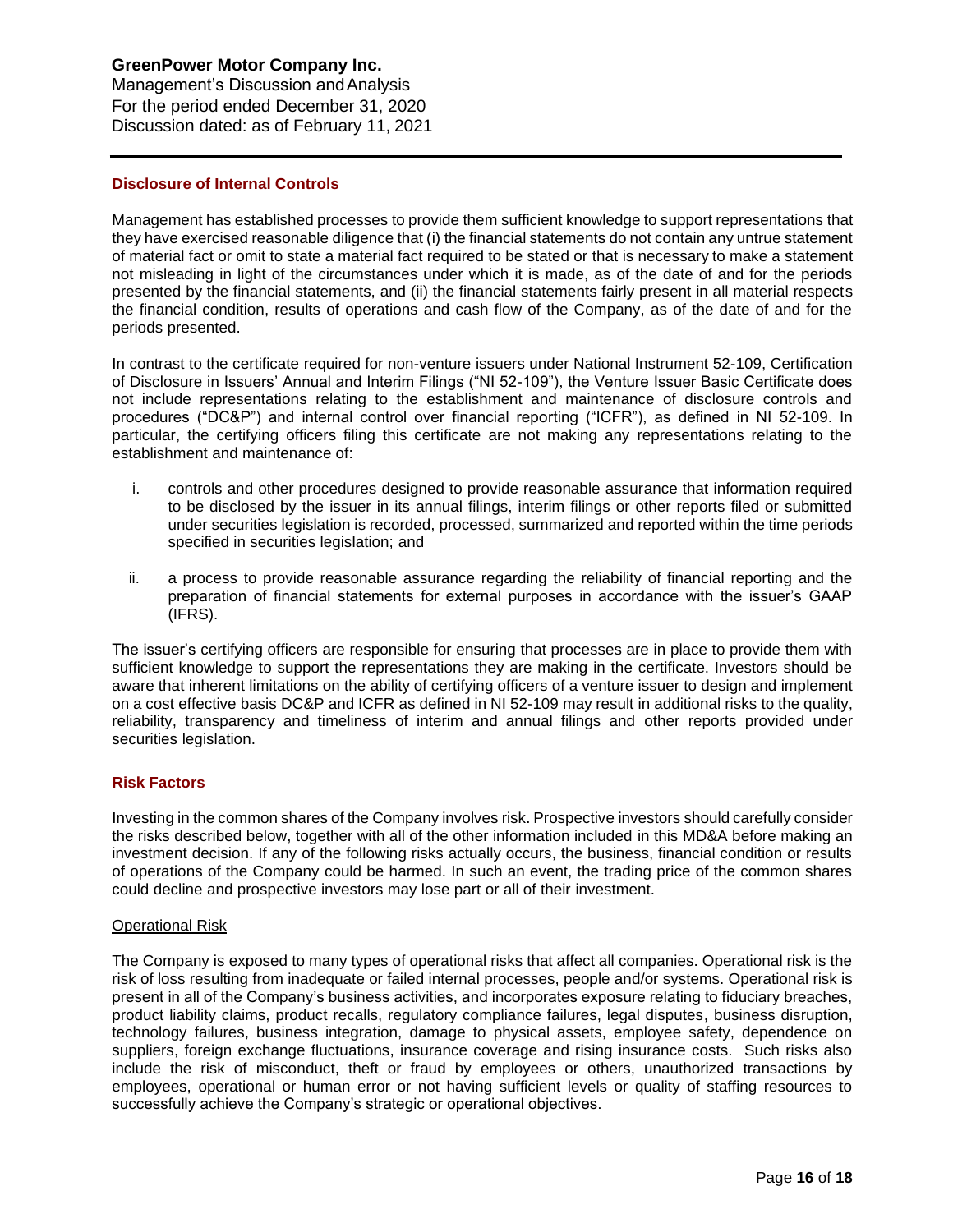## Disclosure of Internal Controls

Management has established processes to provide them sufficient knowledge to support representations that they have exercised reasonable diligence that (i) the financial statements do not contain any untrue statement of material fact or omit to state a material fact required to be stated or that is necessary to make a statement not misleading in light of the circumstances under which it is made, as of the date of and for the periods presented by the financial statements, and (ii) the financial statements fairly present in all material respects the financial condition, results of operations and cash flow of the Company, as of the date of and for the periods presented.

In contrast to the certificate required for non-venture issuers under National Instrument 52-109, Certification of Disclosure in Issuers' Annual and Interim Filings ("NI 52-109"), the Venture Issuer Basic Certificate does not include representations relating to the establishment and maintenance of disclosure controls and procedures ("DC&P") and internal control over financial reporting ("ICFR"), as defined in NI 52-109. In particular, the certifying officers filing this certificate are not making any representations relating to the establishment and maintenance of:

i. controls and other procedures designed to provide reasonable assurance that information required to be disclosed by the issuer in its annual filings, interim filings or other reports filed or submitted under securities legislation is recorded, processed, summarized and reported within the time periods specified in securities legislation; and

ii. a process to provide reasonable assurance regarding the reliability of financial reporting and the preparation of financial statements for external purposes in accordance with the issuer's GAAP (IFRS).

The issuer's certifying officers are responsible for ensuring that processes are in place to provide them with sufficient knowledge to support the representations they are making in the certificate. Investors should be aware that inherent limitations on the ability of certifying officers of a venture issuer to design and implement on a cost effective basis DC&P and ICFR as defined in NI 52-109 may result in additional risks to the quality, reliability, transparency and timeliness of interim and annual filings and other reports provided under securities legislation.

## Risk Factors

Investing in the common shares of the Company involves risk. Prospective investors should carefully consider the risks described below, together with all of the other information included in this MD&A before making an investment decision. If any of the following risks actually occurs, the business, financial condition or results of operations of the Company could be harmed. In such an event, the trading price of the common shares could decline and prospective investors may lose part or all of their investment.

### Operational Risk

The Company is exposed to many types of operational risks that affect all companies. Operational risk is the risk of loss resulting from inadequate or failed internal processes, people and/or systems. Operational risk is present in all of the Company's business activities, and incorporates exposure relating to fiduciary breaches, product liability claims, product recalls, regulatory compliance failures, legal disputes, business disruption, technology failures, business integration, damage to physical assets, employee safety, dependence on suppliers, foreign exchange fluctuations, insurance coverage and rising insurance costs. Such risks also include the risk of misconduct, theft or fraud by employees or others, unauthorized transactions by employees, operational or human error or not having sufficient levels or quality of staffing resources to successfully achieve the Company's strategic or operational objectives.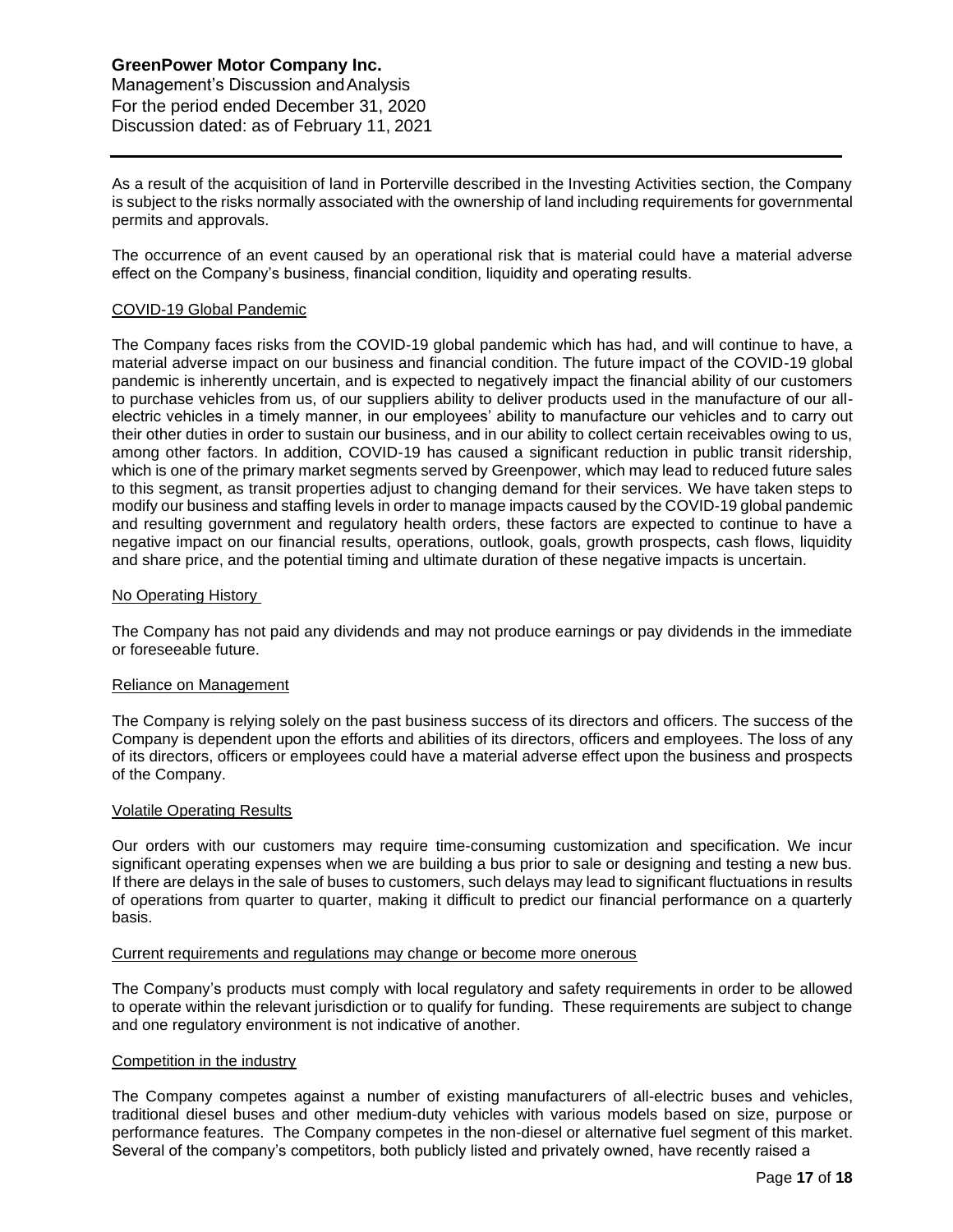As a result of the acquisition of land in Porterville described in the Investing Activities section, the Company is subject to the risks normally associated with the ownership of land including requirements for governmental permits and approvals.

The occurrence of an event caused by an operational risk that is material could have a material adverse effect on the Company's business, financial condition, liquidity and operating results.

<u>COVID-19 Global Pandemic</u>

The Company faces risks from the COVID-19 global pandemic which has had, and will continue to have, a material adverse impact on our business and financial condition. The future impact of the COVID-19 global pandemic is inherently uncertain, and is expected to negatively impact the financial ability of our customers to purchase vehicles from us, of our suppliers ability to deliver products used in the manufacture of our all-electric vehicles in a timely manner, in our employees' ability to manufacture our vehicles and to carry out their other duties in order to sustain our business, and in our ability to collect certain receivables owing to us, among other factors. In addition, COVID-19 has caused a significant reduction in public transit ridership, which is one of the primary market segments served by Greenpower, which may lead to reduced future sales to this segment, as transit properties adjust to changing demand for their services. We have taken steps to modify our business and staffing levels in order to manage impacts caused by the COVID-19 global pandemic and resulting government and regulatory health orders, these factors are expected to continue to have a negative impact on our financial results, operations, outlook, goals, growth prospects, cash flows, liquidity and share price, and the potential timing and ultimate duration of these negative impacts is uncertain.

<u>No Operating History</u>

The Company has not paid any dividends and may not produce earnings or pay dividends in the immediate or foreseeable future.

<u>Reliance on Management</u>

The Company is relying solely on the past business success of its directors and officers. The success of the Company is dependent upon the efforts and abilities of its directors, officers and employees. The loss of any of its directors, officers or employees could have a material adverse effect upon the business and prospects of the Company.

<u>Volatile Operating Results</u>

Our orders with our customers may require time-consuming customization and specification. We incur significant operating expenses when we are building a bus prior to sale or designing and testing a new bus. If there are delays in the sale of buses to customers, such delays may lead to significant fluctuations in results of operations from quarter to quarter, making it difficult to predict our financial performance on a quarterly basis.

<u>Current requirements and regulations may change or become more onerous</u>

The Company's products must comply with local regulatory and safety requirements in order to be allowed to operate within the relevant jurisdiction or to qualify for funding. These requirements are subject to change and one regulatory environment is not indicative of another.

<u>Competition in the industry</u>

The Company competes against a number of existing manufacturers of all-electric buses and vehicles, traditional diesel buses and other medium-duty vehicles with various models based on size, purpose or performance features. The Company competes in the non-diesel or alternative fuel segment of this market. Several of the company's competitors, both publicly listed and privately owned, have recently raised a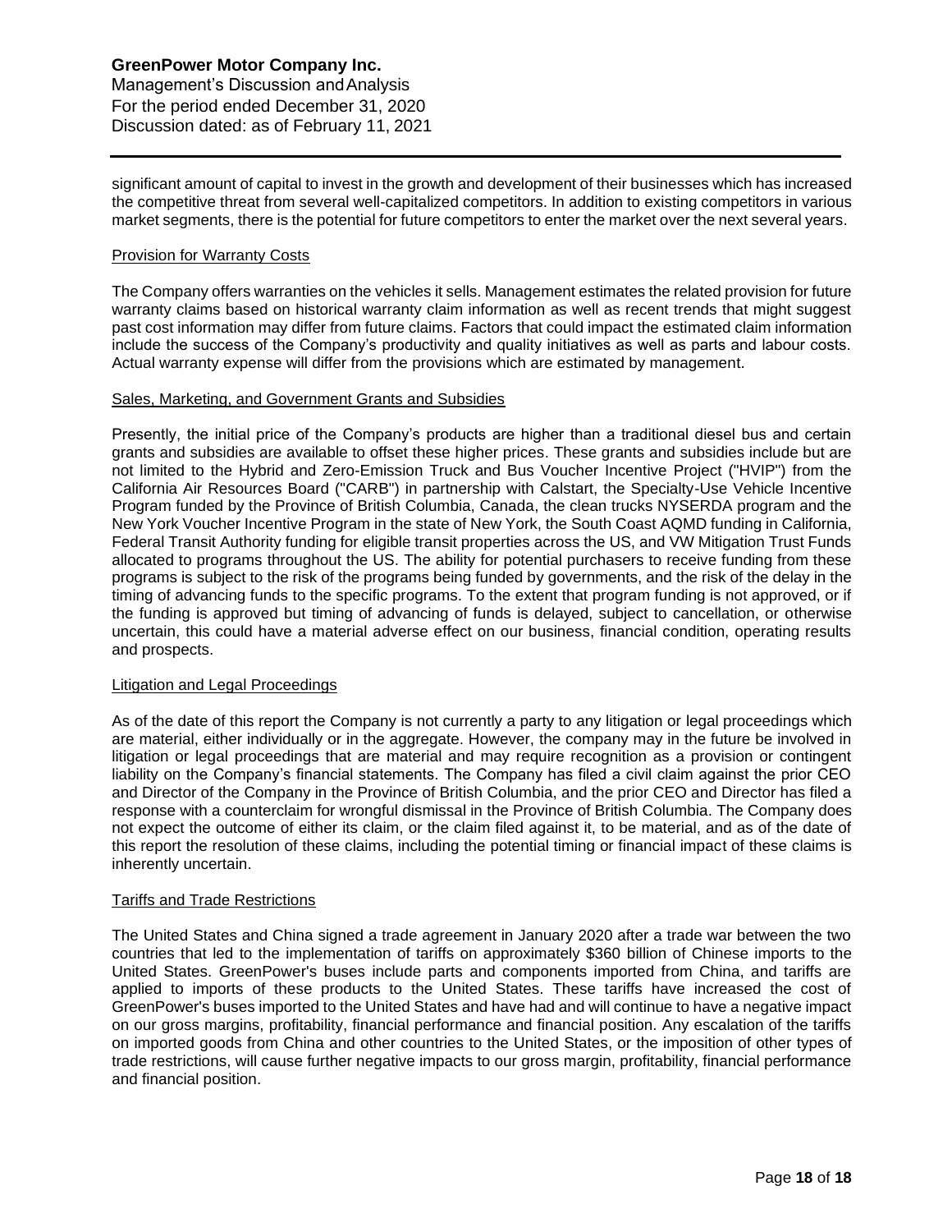significant amount of capital to invest in the growth and development of their businesses which has increased the competitive threat from several well-capitalized competitors. In addition to existing competitors in various market segments, there is the potential for future competitors to enter the market over the next several years.

### Provision for Warranty Costs

The Company offers warranties on the vehicles it sells. Management estimates the related provision for future warranty claims based on historical warranty claim information as well as recent trends that might suggest past cost information may differ from future claims. Factors that could impact the estimated claim information include the success of the Company's productivity and quality initiatives as well as parts and labour costs. Actual warranty expense will differ from the provisions which are estimated by management.

### Sales, Marketing, and Government Grants and Subsidies

Presently, the initial price of the Company's products are higher than a traditional diesel bus and certain grants and subsidies are available to offset these higher prices. These grants and subsidies include but are not limited to the Hybrid and Zero-Emission Truck and Bus Voucher Incentive Project ("HVIP") from the California Air Resources Board ("CARB") in partnership with Calstart, the Specialty-Use Vehicle Incentive Program funded by the Province of British Columbia, Canada, the clean trucks NYSERDA program and the New York Voucher Incentive Program in the state of New York, the South Coast AQMD funding in California, Federal Transit Authority funding for eligible transit properties across the US, and VW Mitigation Trust Funds allocated to programs throughout the US. The ability for potential purchasers to receive funding from these programs is subject to the risk of the programs being funded by governments, and the risk of the delay in the timing of advancing funds to the specific programs. To the extent that program funding is not approved, or if the funding is approved but timing of advancing of funds is delayed, subject to cancellation, or otherwise uncertain, this could have a material adverse effect on our business, financial condition, operating results and prospects.

### Litigation and Legal Proceedings

As of the date of this report the Company is not currently a party to any litigation or legal proceedings which are material, either individually or in the aggregate. However, the company may in the future be involved in litigation or legal proceedings that are material and may require recognition as a provision or contingent liability on the Company's financial statements. The Company has filed a civil claim against the prior CEO and Director of the Company in the Province of British Columbia, and the prior CEO and Director has filed a response with a counterclaim for wrongful dismissal in the Province of British Columbia. The Company does not expect the outcome of either its claim, or the claim filed against it, to be material, and as of the date of this report the resolution of these claims, including the potential timing or financial impact of these claims is inherently uncertain.

### Tariffs and Trade Restrictions

The United States and China signed a trade agreement in January 2020 after a trade war between the two countries that led to the implementation of tariffs on approximately $360 billion of Chinese imports to the United States. GreenPower's buses include parts and components imported from China, and tariffs are applied to imports of these products to the United States. These tariffs have increased the cost of GreenPower's buses imported to the United States and have had and will continue to have a negative impact on our gross margins, profitability, financial performance and financial position. Any escalation of the tariffs on imported goods from China and other countries to the United States, or the imposition of other types of trade restrictions, will cause further negative impacts to our gross margin, profitability, financial performance and financial position.